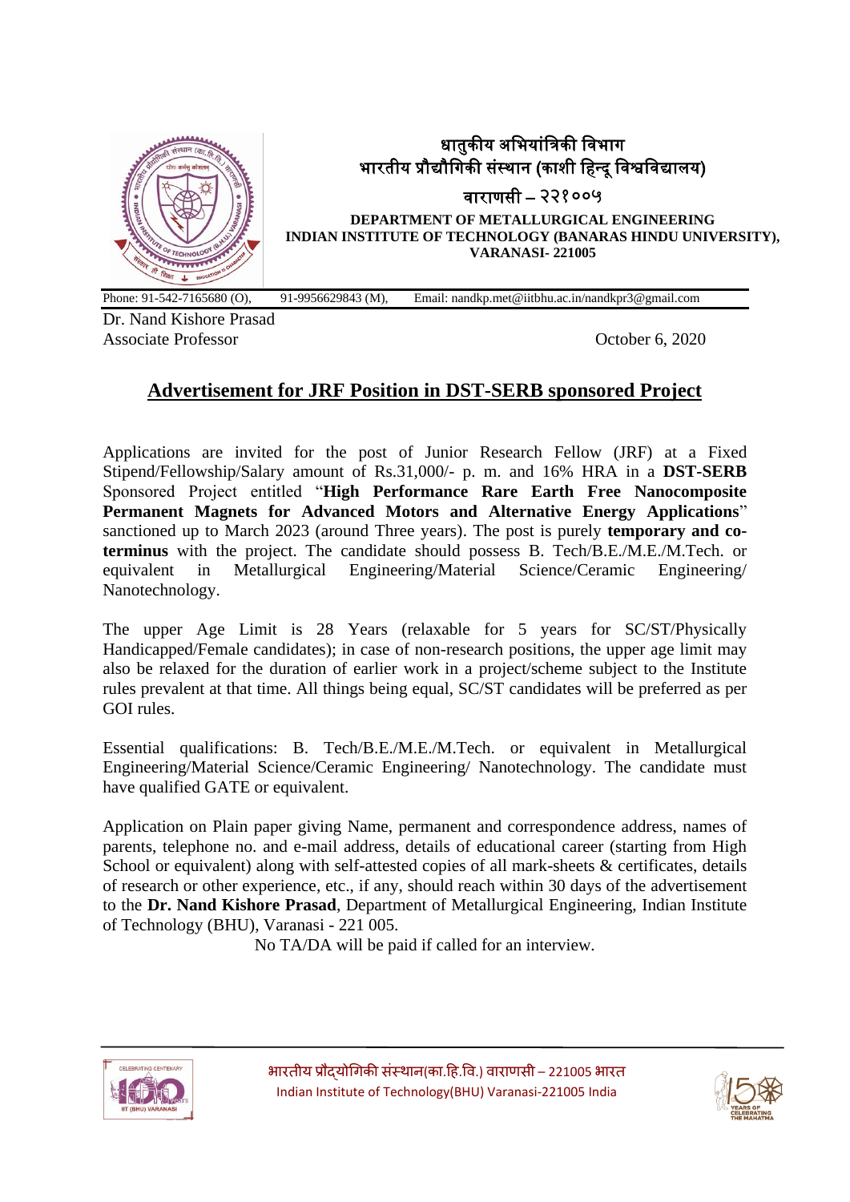धातुकीय अभियांत्रिकी विभाग
भारतीय प्रौद्यौगिकी संस्थान (काशी हिन्दू विश्वविद्यालय)
वाराणसी – २२१००५

**DEPARTMENT OF METALLURGICAL ENGINEERING**
**INDIAN INSTITUTE OF TECHNOLOGY (BANARAS HINDU UNIVERSITY),**
**VARANASI- 221005**

Phone: 91-542-7165680 (O), 91-9956629843 (M), Email: nandkp.met@iitbhu.ac.in/nandkpr3@gmail.com

Dr. Nand Kishore Prasad
Associate Professor

October 6, 2020

## Advertisement for JRF Position in DST-SERB sponsored Project

Applications are invited for the post of Junior Research Fellow (JRF) at a Fixed Stipend/Fellowship/Salary amount of Rs.31,000/- p. m. and 16% HRA in a **DST-SERB** Sponsored Project entitled "**High Performance Rare Earth Free Nanocomposite Permanent Magnets for Advanced Motors and Alternative Energy Applications**" sanctioned up to March 2023 (around Three years). The post is purely **temporary and co-terminus** with the project. The candidate should possess B. Tech/B.E./M.E./M.Tech. or equivalent in Metallurgical Engineering/Material Science/Ceramic Engineering/ Nanotechnology.

The upper Age Limit is 28 Years (relaxable for 5 years for SC/ST/Physically Handicapped/Female candidates); in case of non-research positions, the upper age limit may also be relaxed for the duration of earlier work in a project/scheme subject to the Institute rules prevalent at that time. All things being equal, SC/ST candidates will be preferred as per GOI rules.

Essential qualifications: B. Tech/B.E./M.E./M.Tech. or equivalent in Metallurgical Engineering/Material Science/Ceramic Engineering/ Nanotechnology. The candidate must have qualified GATE or equivalent.

Application on Plain paper giving Name, permanent and correspondence address, names of parents, telephone no. and e-mail address, details of educational career (starting from High School or equivalent) along with self-attested copies of all mark-sheets & certificates, details of research or other experience, etc., if any, should reach within 30 days of the advertisement to the **Dr. Nand Kishore Prasad**, Department of Metallurgical Engineering, Indian Institute of Technology (BHU), Varanasi - 221 005.

No TA/DA will be paid if called for an interview.

भारतीय प्रौद्योगिकी संस्थान(का.हि.वि.) वाराणसी – 221005 भारत
Indian Institute of Technology(BHU) Varanasi-221005 India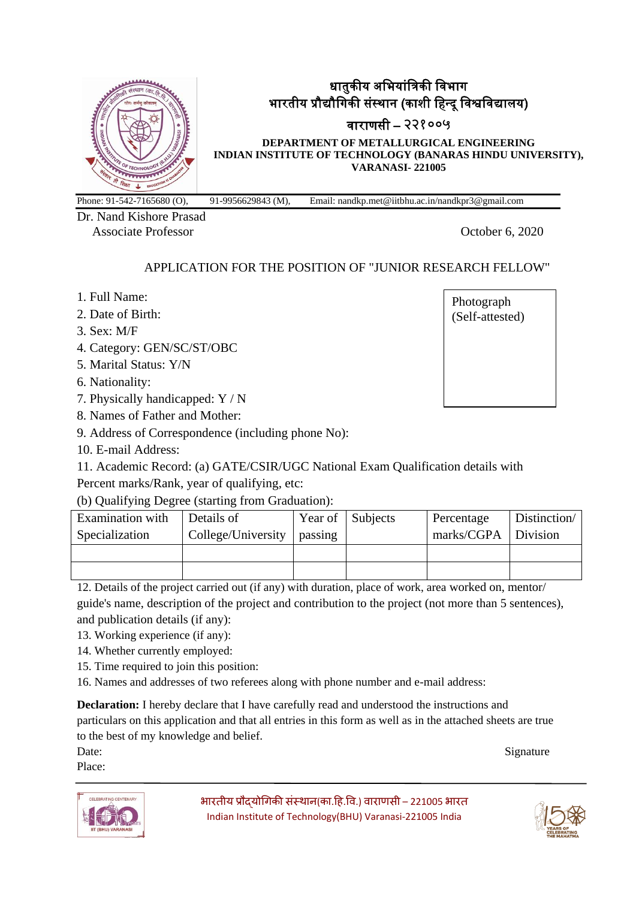धातुकीय अभियांत्रिकी विभाग
भारतीय प्रौद्योगिकी संस्थान (काशी हिन्दू विश्वविद्यालय)
वाराणसी – २२१००५

**DEPARTMENT OF METALLURGICAL ENGINEERING**
**INDIAN INSTITUTE OF TECHNOLOGY (BANARAS HINDU UNIVERSITY),**
**VARANASI- 221005**

Phone: 91-542-7165680 (O), 91-9956629843 (M), Email: nandkp.met@iitbhu.ac.in/nandkpr3@gmail.com

Dr. Nand Kishore Prasad
Associate Professor

October 6, 2020

APPLICATION FOR THE POSITION OF "JUNIOR RESEARCH FELLOW"

Photograph
(Self-attested)

1. Full Name:
2. Date of Birth:
3. Sex: M/F
4. Category: GEN/SC/ST/OBC
5. Marital Status: Y/N
6. Nationality:
7. Physically handicapped: Y / N
8. Names of Father and Mother:
9. Address of Correspondence (including phone No):
10. E-mail Address:
11. Academic Record: (a) GATE/CSIR/UGC National Exam Qualification details with Percent marks/Rank, year of qualifying, etc:

(b) Qualifying Degree (starting from Graduation):

| Examination with Specialization | Details of College/University | Year of passing | Subjects | Percentage marks/CGPA | Distinction/ Division |
|---|---|---|---|---|---|
| | | | | | |
| | | | | | |

12. Details of the project carried out (if any) with duration, place of work, area worked on, mentor/ guide's name, description of the project and contribution to the project (not more than 5 sentences), and publication details (if any):
13. Working experience (if any):
14. Whether currently employed:
15. Time required to join this position:
16. Names and addresses of two referees along with phone number and e-mail address:

**Declaration:** I hereby declare that I have carefully read and understood the instructions and particulars on this application and that all entries in this form as well as in the attached sheets are true to the best of my knowledge and belief.

Date:

Signature

Place:

भारतीय प्रौद्योगिकी संस्थान(का.हि.वि.) वाराणसी – 221005 भारत
Indian Institute of Technology(BHU) Varanasi-221005 India